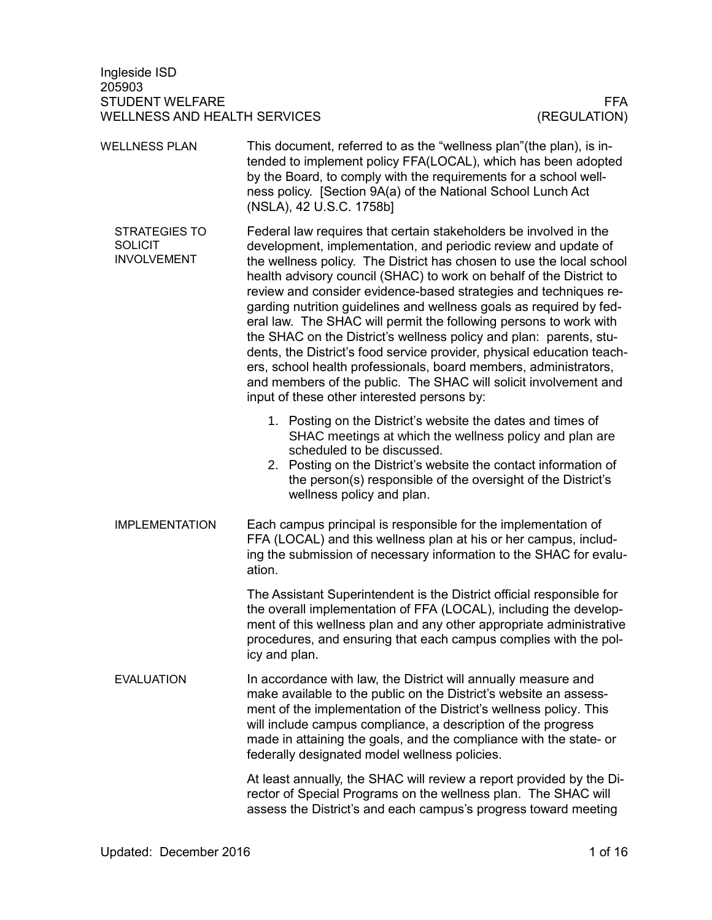Ingleside ISD
205903
STUDENT WELFARE
WELLNESS AND HEALTH SERVICES

FFA
(REGULATION)

## WELLNESS PLAN

This document, referred to as the "wellness plan"(the plan), is intended to implement policy FFA(LOCAL), which has been adopted by the Board, to comply with the requirements for a school wellness policy. [Section 9A(a) of the National School Lunch Act (NSLA), 42 U.S.C. 1758b]

### STRATEGIES TO SOLICIT INVOLVEMENT

Federal law requires that certain stakeholders be involved in the development, implementation, and periodic review and update of the wellness policy. The District has chosen to use the local school health advisory council (SHAC) to work on behalf of the District to review and consider evidence-based strategies and techniques regarding nutrition guidelines and wellness goals as required by federal law. The SHAC will permit the following persons to work with the SHAC on the District's wellness policy and plan: parents, students, the District's food service provider, physical education teachers, school health professionals, board members, administrators, and members of the public. The SHAC will solicit involvement and input of these other interested persons by:

1. Posting on the District's website the dates and times of SHAC meetings at which the wellness policy and plan are scheduled to be discussed.
2. Posting on the District's website the contact information of the person(s) responsible of the oversight of the District's wellness policy and plan.

### IMPLEMENTATION

Each campus principal is responsible for the implementation of FFA (LOCAL) and this wellness plan at his or her campus, including the submission of necessary information to the SHAC for evaluation.

The Assistant Superintendent is the District official responsible for the overall implementation of FFA (LOCAL), including the development of this wellness plan and any other appropriate administrative procedures, and ensuring that each campus complies with the policy and plan.

### EVALUATION

In accordance with law, the District will annually measure and make available to the public on the District's website an assessment of the implementation of the District's wellness policy. This will include campus compliance, a description of the progress made in attaining the goals, and the compliance with the state- or federally designated model wellness policies.

At least annually, the SHAC will review a report provided by the Director of Special Programs on the wellness plan. The SHAC will assess the District's and each campus's progress toward meeting

Updated: December 2016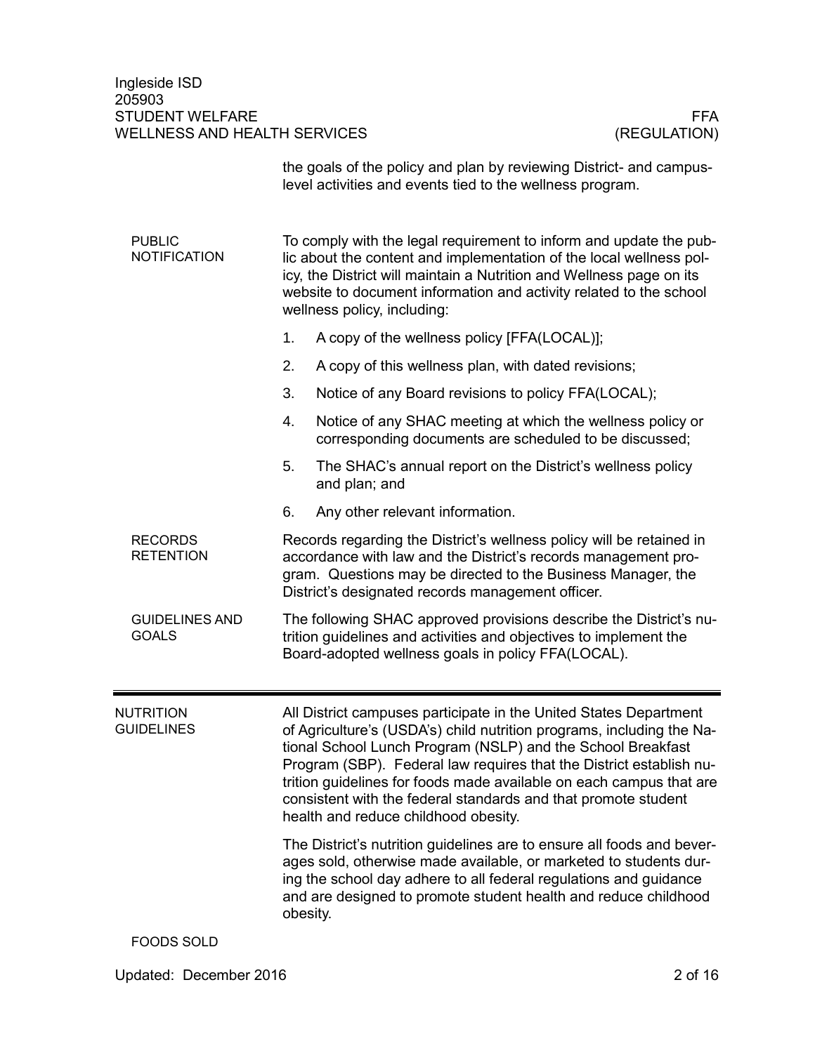the goals of the policy and plan by reviewing District- and campus-level activities and events tied to the wellness program.

## PUBLIC NOTIFICATION

To comply with the legal requirement to inform and update the public about the content and implementation of the local wellness policy, the District will maintain a Nutrition and Wellness page on its website to document information and activity related to the school wellness policy, including:

1. A copy of the wellness policy [FFA(LOCAL)];
2. A copy of this wellness plan, with dated revisions;
3. Notice of any Board revisions to policy FFA(LOCAL);
4. Notice of any SHAC meeting at which the wellness policy or corresponding documents are scheduled to be discussed;
5. The SHAC's annual report on the District's wellness policy and plan; and
6. Any other relevant information.

## RECORDS RETENTION

Records regarding the District's wellness policy will be retained in accordance with law and the District's records management program. Questions may be directed to the Business Manager, the District's designated records management officer.

## GUIDELINES AND GOALS

The following SHAC approved provisions describe the District's nutrition guidelines and activities and objectives to implement the Board-adopted wellness goals in policy FFA(LOCAL).

---

# NUTRITION GUIDELINES

All District campuses participate in the United States Department of Agriculture's (USDA's) child nutrition programs, including the National School Lunch Program (NSLP) and the School Breakfast Program (SBP). Federal law requires that the District establish nutrition guidelines for foods made available on each campus that are consistent with the federal standards and that promote student health and reduce childhood obesity.

The District's nutrition guidelines are to ensure all foods and beverages sold, otherwise made available, or marketed to students during the school day adhere to all federal regulations and guidance and are designed to promote student health and reduce childhood obesity.

## FOODS SOLD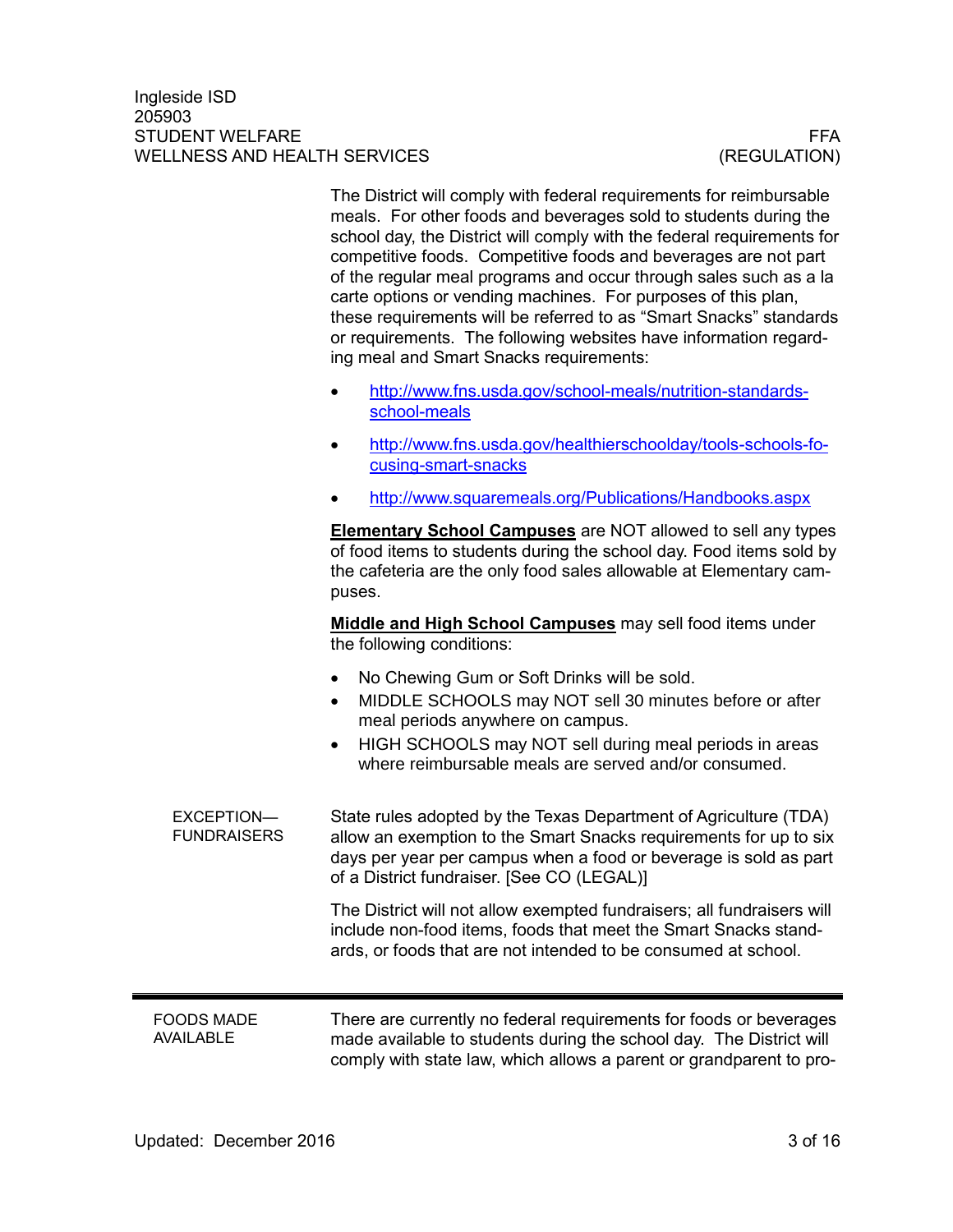The District will comply with federal requirements for reimbursable meals. For other foods and beverages sold to students during the school day, the District will comply with the federal requirements for competitive foods. Competitive foods and beverages are not part of the regular meal programs and occur through sales such as a la carte options or vending machines. For purposes of this plan, these requirements will be referred to as "Smart Snacks" standards or requirements. The following websites have information regarding meal and Smart Snacks requirements:

- http://www.fns.usda.gov/school-meals/nutrition-standards-school-meals
- http://www.fns.usda.gov/healthierschoolday/tools-schools-focusing-smart-snacks
- http://www.squaremeals.org/Publications/Handbooks.aspx

**Elementary School Campuses** are NOT allowed to sell any types of food items to students during the school day. Food items sold by the cafeteria are the only food sales allowable at Elementary campuses.

**Middle and High School Campuses** may sell food items under the following conditions:

- No Chewing Gum or Soft Drinks will be sold.
- MIDDLE SCHOOLS may NOT sell 30 minutes before or after meal periods anywhere on campus.
- HIGH SCHOOLS may NOT sell during meal periods in areas where reimbursable meals are served and/or consumed.

## EXCEPTION—FUNDRAISERS

State rules adopted by the Texas Department of Agriculture (TDA) allow an exemption to the Smart Snacks requirements for up to six days per year per campus when a food or beverage is sold as part of a District fundraiser. [See CO (LEGAL)]

The District will not allow exempted fundraisers; all fundraisers will include non-food items, foods that meet the Smart Snacks standards, or foods that are not intended to be consumed at school.

---

## FOODS MADE AVAILABLE

There are currently no federal requirements for foods or beverages made available to students during the school day. The District will comply with state law, which allows a parent or grandparent to pro-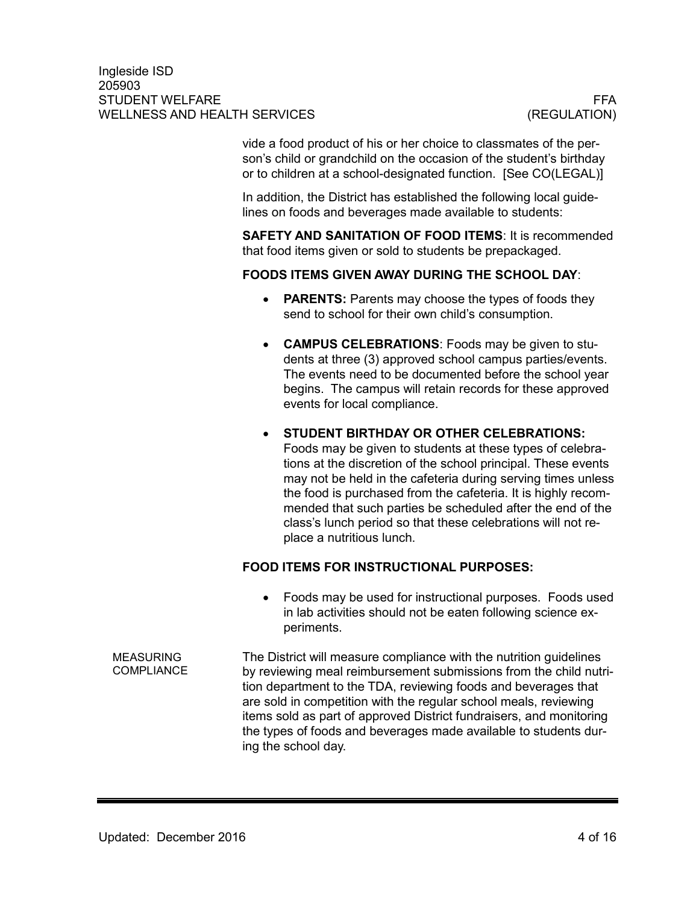vide a food product of his or her choice to classmates of the person's child or grandchild on the occasion of the student's birthday or to children at a school-designated function. [See CO(LEGAL)]

In addition, the District has established the following local guidelines on foods and beverages made available to students:

**SAFETY AND SANITATION OF FOOD ITEMS**: It is recommended that food items given or sold to students be prepackaged.

**FOODS ITEMS GIVEN AWAY DURING THE SCHOOL DAY**:

- **PARENTS:** Parents may choose the types of foods they send to school for their own child's consumption.
- **CAMPUS CELEBRATIONS**: Foods may be given to students at three (3) approved school campus parties/events. The events need to be documented before the school year begins. The campus will retain records for these approved events for local compliance.
- **STUDENT BIRTHDAY OR OTHER CELEBRATIONS:** Foods may be given to students at these types of celebrations at the discretion of the school principal. These events may not be held in the cafeteria during serving times unless the food is purchased from the cafeteria. It is highly recommended that such parties be scheduled after the end of the class's lunch period so that these celebrations will not replace a nutritious lunch.

**FOOD ITEMS FOR INSTRUCTIONAL PURPOSES:**

- Foods may be used for instructional purposes. Foods used in lab activities should not be eaten following science experiments.

MEASURING COMPLIANCE

The District will measure compliance with the nutrition guidelines by reviewing meal reimbursement submissions from the child nutrition department to the TDA, reviewing foods and beverages that are sold in competition with the regular school meals, reviewing items sold as part of approved District fundraisers, and monitoring the types of foods and beverages made available to students during the school day.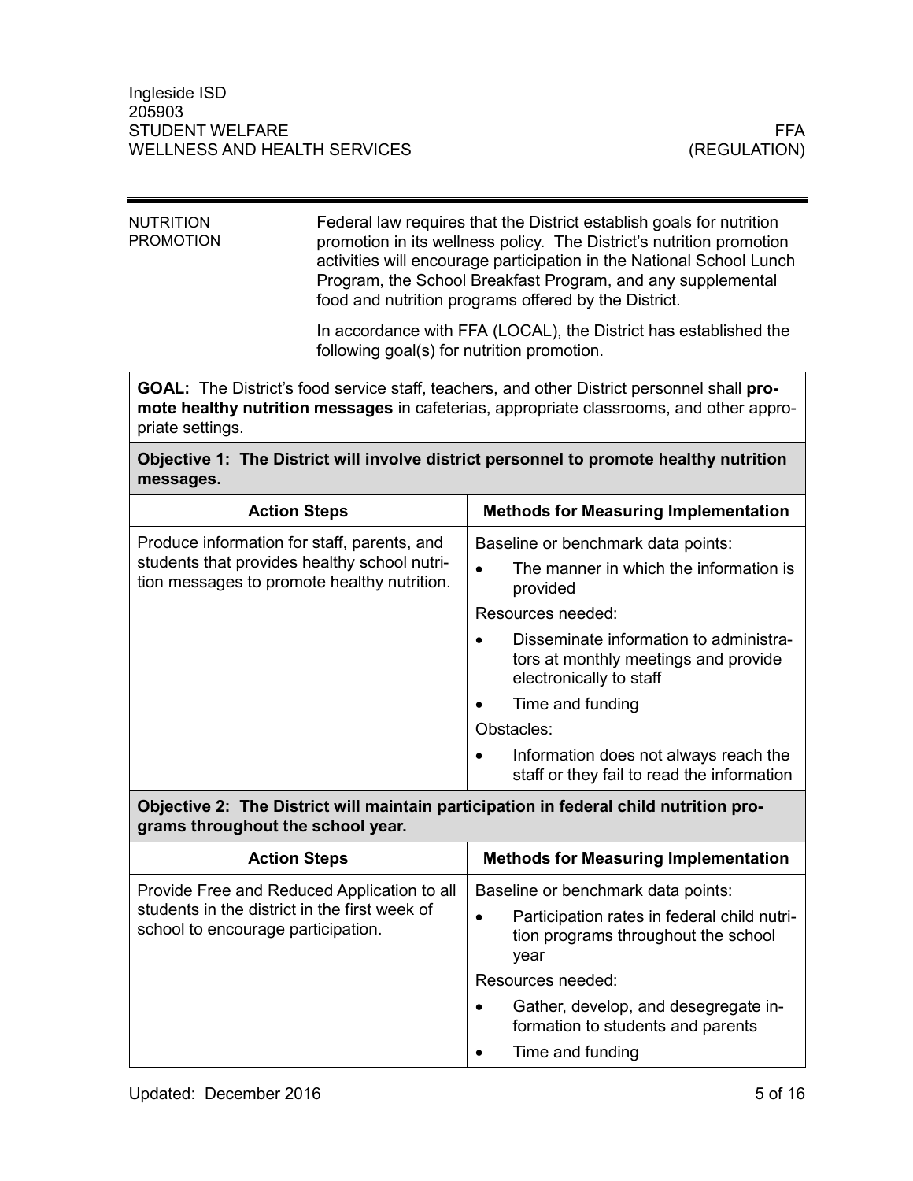## NUTRITION PROMOTION

Federal law requires that the District establish goals for nutrition promotion in its wellness policy. The District's nutrition promotion activities will encourage participation in the National School Lunch Program, the School Breakfast Program, and any supplemental food and nutrition programs offered by the District.

In accordance with FFA (LOCAL), the District has established the following goal(s) for nutrition promotion.

**GOAL:** The District's food service staff, teachers, and other District personnel shall **promote healthy nutrition messages** in cafeterias, appropriate classrooms, and other appropriate settings.

**Objective 1: The District will involve district personnel to promote healthy nutrition messages.**

| Action Steps | Methods for Measuring Implementation |
|---|---|
| Produce information for staff, parents, and students that provides healthy school nutrition messages to promote healthy nutrition. | Baseline or benchmark data points:<br>• The manner in which the information is provided<br>Resources needed:<br>• Disseminate information to administrators at monthly meetings and provide electronically to staff<br>• Time and funding<br>Obstacles:<br>• Information does not always reach the staff or they fail to read the information |

**Objective 2: The District will maintain participation in federal child nutrition programs throughout the school year.**

| Action Steps | Methods for Measuring Implementation |
|---|---|
| Provide Free and Reduced Application to all students in the district in the first week of school to encourage participation. | Baseline or benchmark data points:<br>• Participation rates in federal child nutrition programs throughout the school year<br>Resources needed:<br>• Gather, develop, and desegregate information to students and parents<br>• Time and funding |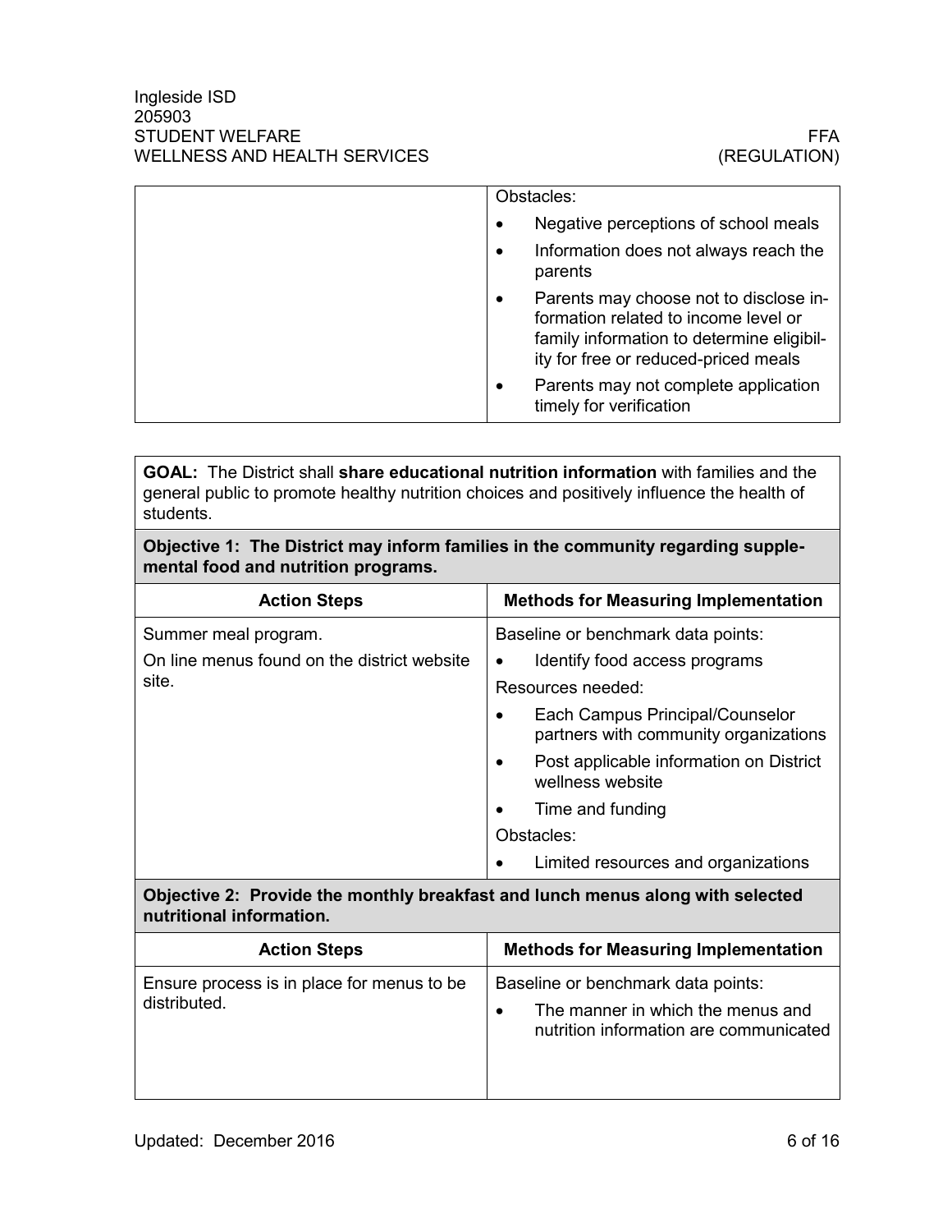| | Obstacles:<br>• Negative perceptions of school meals<br>• Information does not always reach the parents<br>• Parents may choose not to disclose information related to income level or family information to determine eligibility for free or reduced-priced meals<br>• Parents may not complete application timely for verification |
|---|---|

| **GOAL:** The District shall **share educational nutrition information** with families and the general public to promote healthy nutrition choices and positively influence the health of students. | |
|---|---|
| **Objective 1: The District may inform families in the community regarding supplemental food and nutrition programs.** | |
| **Action Steps** | **Methods for Measuring Implementation** |
| Summer meal program.<br>On line menus found on the district website site. | Baseline or benchmark data points:<br>• Identify food access programs<br>Resources needed:<br>• Each Campus Principal/Counselor partners with community organizations<br>• Post applicable information on District wellness website<br>• Time and funding<br>Obstacles:<br>• Limited resources and organizations |
| **Objective 2: Provide the monthly breakfast and lunch menus along with selected nutritional information.** | |
| **Action Steps** | **Methods for Measuring Implementation** |
| Ensure process is in place for menus to be distributed. | Baseline or benchmark data points:<br>• The manner in which the menus and nutrition information are communicated |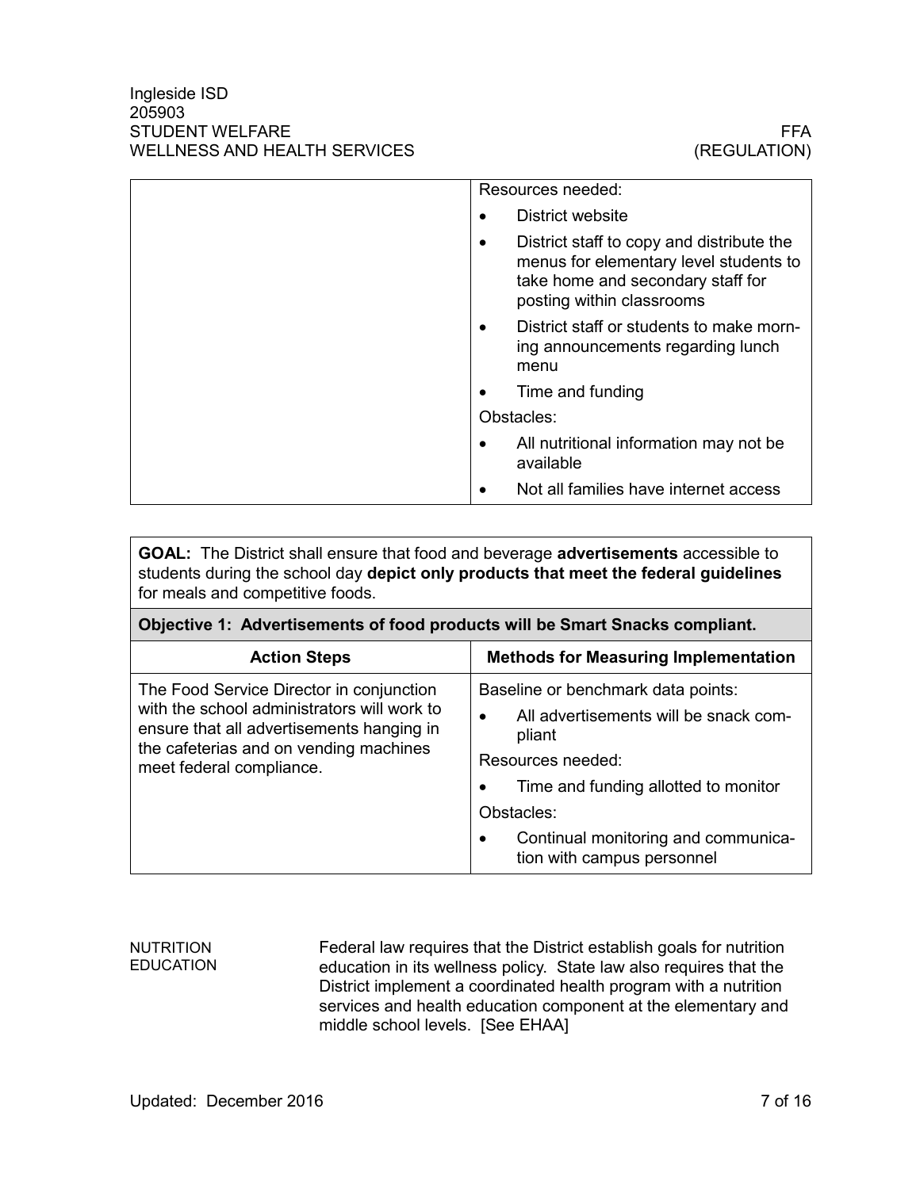| | |
|---|---|
| | Resources needed:<br>• District website<br>• District staff to copy and distribute the menus for elementary level students to take home and secondary staff for posting within classrooms<br>• District staff or students to make morning announcements regarding lunch menu<br>• Time and funding<br>Obstacles:<br>• All nutritional information may not be available<br>• Not all families have internet access |

| **GOAL:** The District shall ensure that food and beverage **advertisements** accessible to students during the school day **depict only products that meet the federal guidelines** for meals and competitive foods. | |
|---|---|
| **Objective 1: Advertisements of food products will be Smart Snacks compliant.** | |
| **Action Steps** | **Methods for Measuring Implementation** |
| The Food Service Director in conjunction with the school administrators will work to ensure that all advertisements hanging in the cafeterias and on vending machines meet federal compliance. | Baseline or benchmark data points:<br>• All advertisements will be snack compliant<br>Resources needed:<br>• Time and funding allotted to monitor<br>Obstacles:<br>• Continual monitoring and communication with campus personnel |

## NUTRITION EDUCATION

Federal law requires that the District establish goals for nutrition education in its wellness policy. State law also requires that the District implement a coordinated health program with a nutrition services and health education component at the elementary and middle school levels. [See EHAA]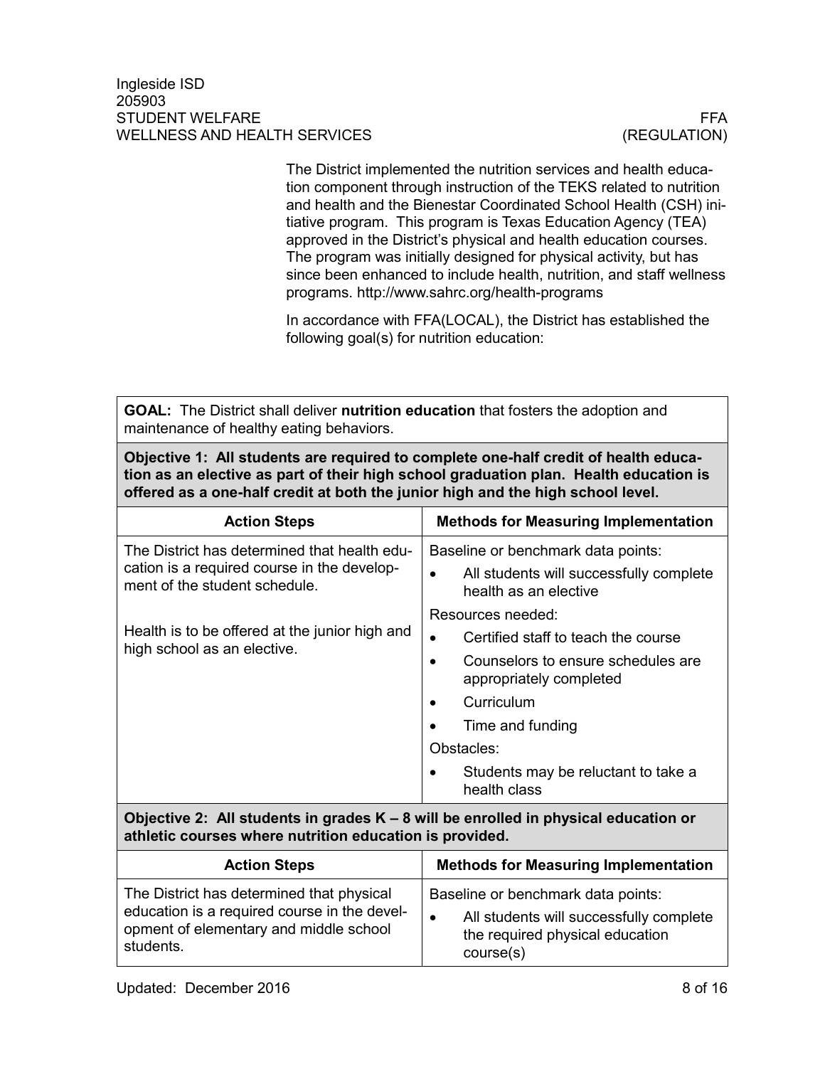The District implemented the nutrition services and health education component through instruction of the TEKS related to nutrition and health and the Bienestar Coordinated School Health (CSH) initiative program. This program is Texas Education Agency (TEA) approved in the District's physical and health education courses. The program was initially designed for physical activity, but has since been enhanced to include health, nutrition, and staff wellness programs. http://www.sahrc.org/health-programs

In accordance with FFA(LOCAL), the District has established the following goal(s) for nutrition education:

| **GOAL:** The District shall deliver **nutrition education** that fosters the adoption and maintenance of healthy eating behaviors. | |
|---|---|
| **Objective 1: All students are required to complete one-half credit of health education as an elective as part of their high school graduation plan. Health education is offered as a one-half credit at both the junior high and the high school level.** | |
| **Action Steps** | **Methods for Measuring Implementation** |
| The District has determined that health education is a required course in the development of the student schedule.<br><br>Health is to be offered at the junior high and high school as an elective. | Baseline or benchmark data points:<br>• All students will successfully complete health as an elective<br>Resources needed:<br>• Certified staff to teach the course<br>• Counselors to ensure schedules are appropriately completed<br>• Curriculum<br>• Time and funding<br>Obstacles:<br>• Students may be reluctant to take a health class |
| **Objective 2: All students in grades K – 8 will be enrolled in physical education or athletic courses where nutrition education is provided.** | |
| **Action Steps** | **Methods for Measuring Implementation** |
| The District has determined that physical education is a required course in the development of elementary and middle school students. | Baseline or benchmark data points:<br>• All students will successfully complete the required physical education course(s) |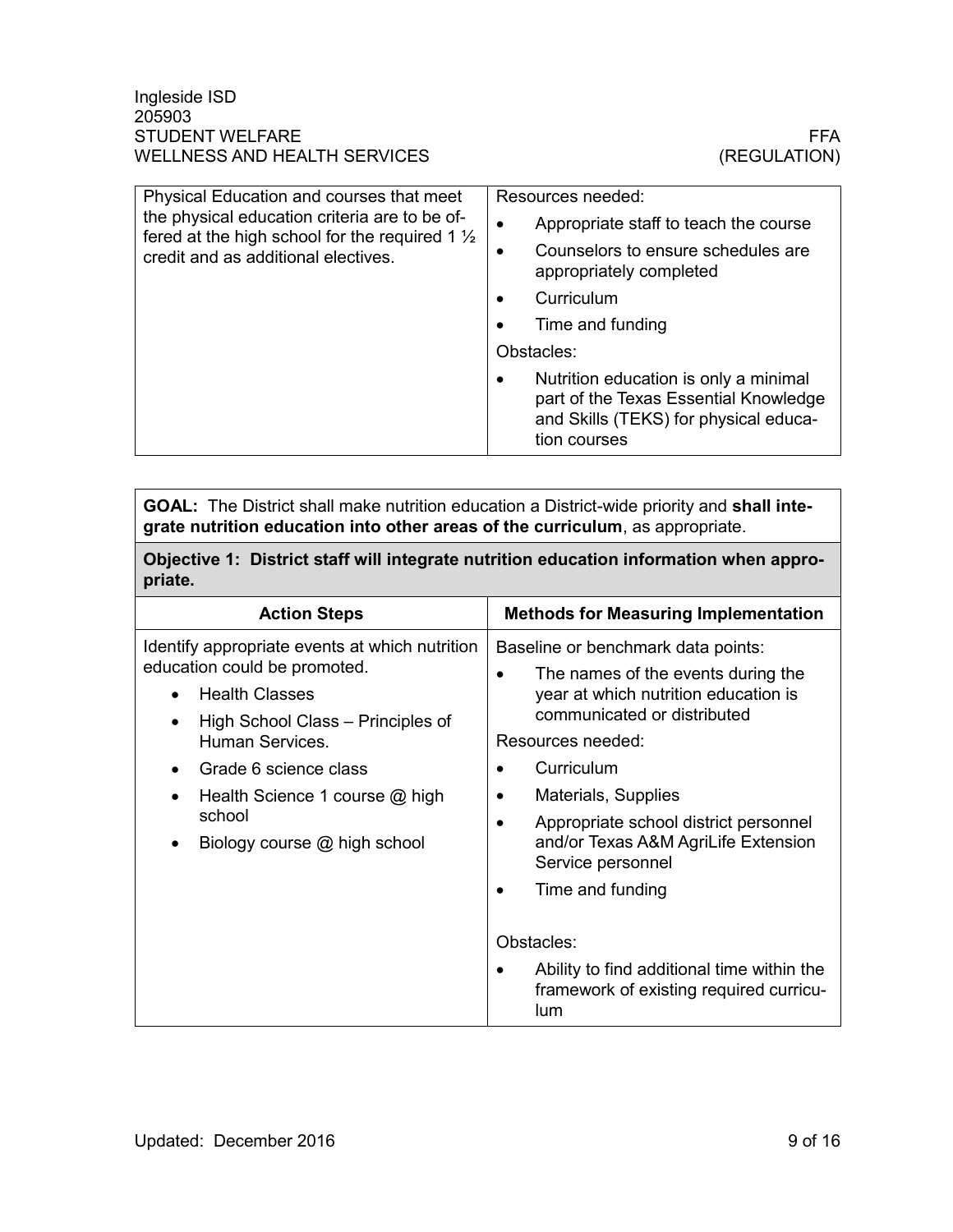| Physical Education and courses that meet the physical education criteria are to be offered at the high school for the required 1 ½ credit and as additional electives. | Resources needed:<br>• Appropriate staff to teach the course<br>• Counselors to ensure schedules are appropriately completed<br>• Curriculum<br>• Time and funding<br>Obstacles:<br>• Nutrition education is only a minimal part of the Texas Essential Knowledge and Skills (TEKS) for physical education courses |
|---|---|

| **GOAL:** The District shall make nutrition education a District-wide priority and **shall integrate nutrition education into other areas of the curriculum**, as appropriate. | |
|---|---|
| **Objective 1: District staff will integrate nutrition education information when appropriate.** | |
| **Action Steps** | **Methods for Measuring Implementation** |
| Identify appropriate events at which nutrition education could be promoted.<br>• Health Classes<br>• High School Class – Principles of Human Services.<br>• Grade 6 science class<br>• Health Science 1 course @ high school<br>• Biology course @ high school | Baseline or benchmark data points:<br>• The names of the events during the year at which nutrition education is communicated or distributed<br>Resources needed:<br>• Curriculum<br>• Materials, Supplies<br>• Appropriate school district personnel and/or Texas A&M AgriLife Extension Service personnel<br>• Time and funding<br>Obstacles:<br>• Ability to find additional time within the framework of existing required curriculum |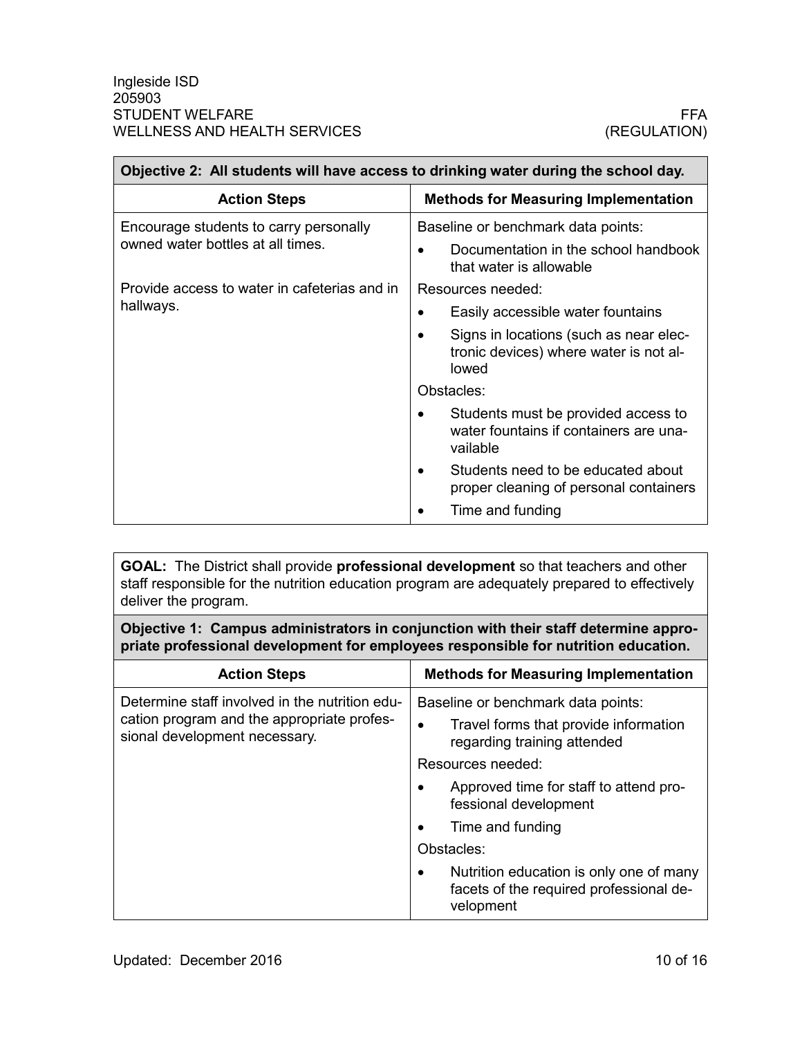| **Objective 2: All students will have access to drinking water during the school day.** | |
|---|---|
| **Action Steps** | **Methods for Measuring Implementation** |
| Encourage students to carry personally owned water bottles at all times.<br><br>Provide access to water in cafeterias and in hallways. | Baseline or benchmark data points:<br>• Documentation in the school handbook that water is allowable<br>Resources needed:<br>• Easily accessible water fountains<br>• Signs in locations (such as near electronic devices) where water is not allowed<br>Obstacles:<br>• Students must be provided access to water fountains if containers are unavailable<br>• Students need to be educated about proper cleaning of personal containers<br>• Time and funding |

| **GOAL:** The District shall provide **professional development** so that teachers and other staff responsible for the nutrition education program are adequately prepared to effectively deliver the program. | |
|---|---|
| **Objective 1: Campus administrators in conjunction with their staff determine appropriate professional development for employees responsible for nutrition education.** | |
| **Action Steps** | **Methods for Measuring Implementation** |
| Determine staff involved in the nutrition education program and the appropriate professional development necessary. | Baseline or benchmark data points:<br>• Travel forms that provide information regarding training attended<br>Resources needed:<br>• Approved time for staff to attend professional development<br>• Time and funding<br>Obstacles:<br>• Nutrition education is only one of many facets of the required professional development |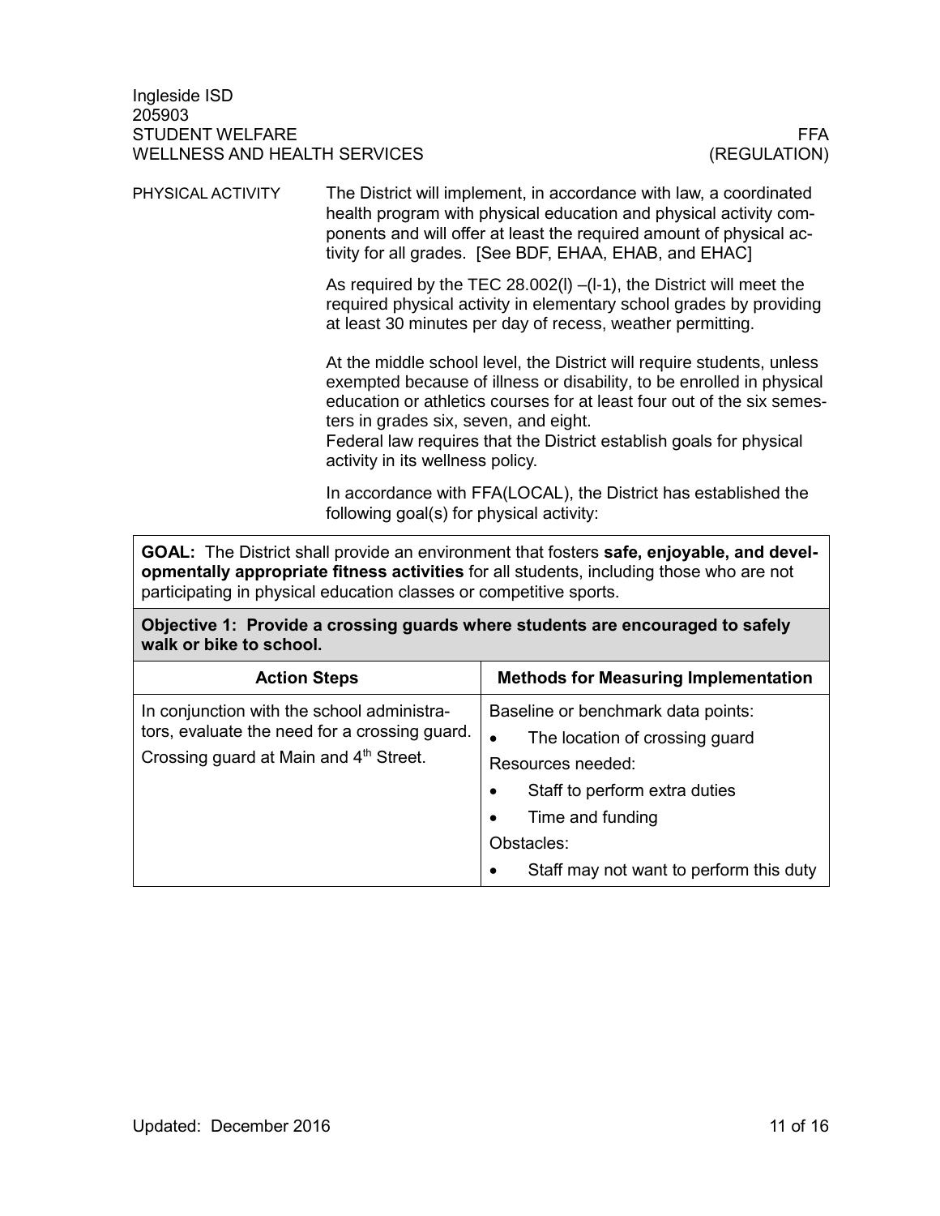## PHYSICAL ACTIVITY

The District will implement, in accordance with law, a coordinated health program with physical education and physical activity components and will offer at least the required amount of physical activity for all grades. [See BDF, EHAA, EHAB, and EHAC]

As required by the TEC 28.002(l) –(l-1), the District will meet the required physical activity in elementary school grades by providing at least 30 minutes per day of recess, weather permitting.

At the middle school level, the District will require students, unless exempted because of illness or disability, to be enrolled in physical education or athletics courses for at least four out of the six semesters in grades six, seven, and eight.
Federal law requires that the District establish goals for physical activity in its wellness policy.

In accordance with FFA(LOCAL), the District has established the following goal(s) for physical activity:

**GOAL:** The District shall provide an environment that fosters **safe, enjoyable, and developmentally appropriate fitness activities** for all students, including those who are not participating in physical education classes or competitive sports.

**Objective 1: Provide a crossing guards where students are encouraged to safely walk or bike to school.**

| Action Steps | Methods for Measuring Implementation |
| --- | --- |
| In conjunction with the school administrators, evaluate the need for a crossing guard.<br>Crossing guard at Main and 4th Street. | Baseline or benchmark data points:<br>• The location of crossing guard<br>Resources needed:<br>• Staff to perform extra duties<br>• Time and funding<br>Obstacles:<br>• Staff may not want to perform this duty |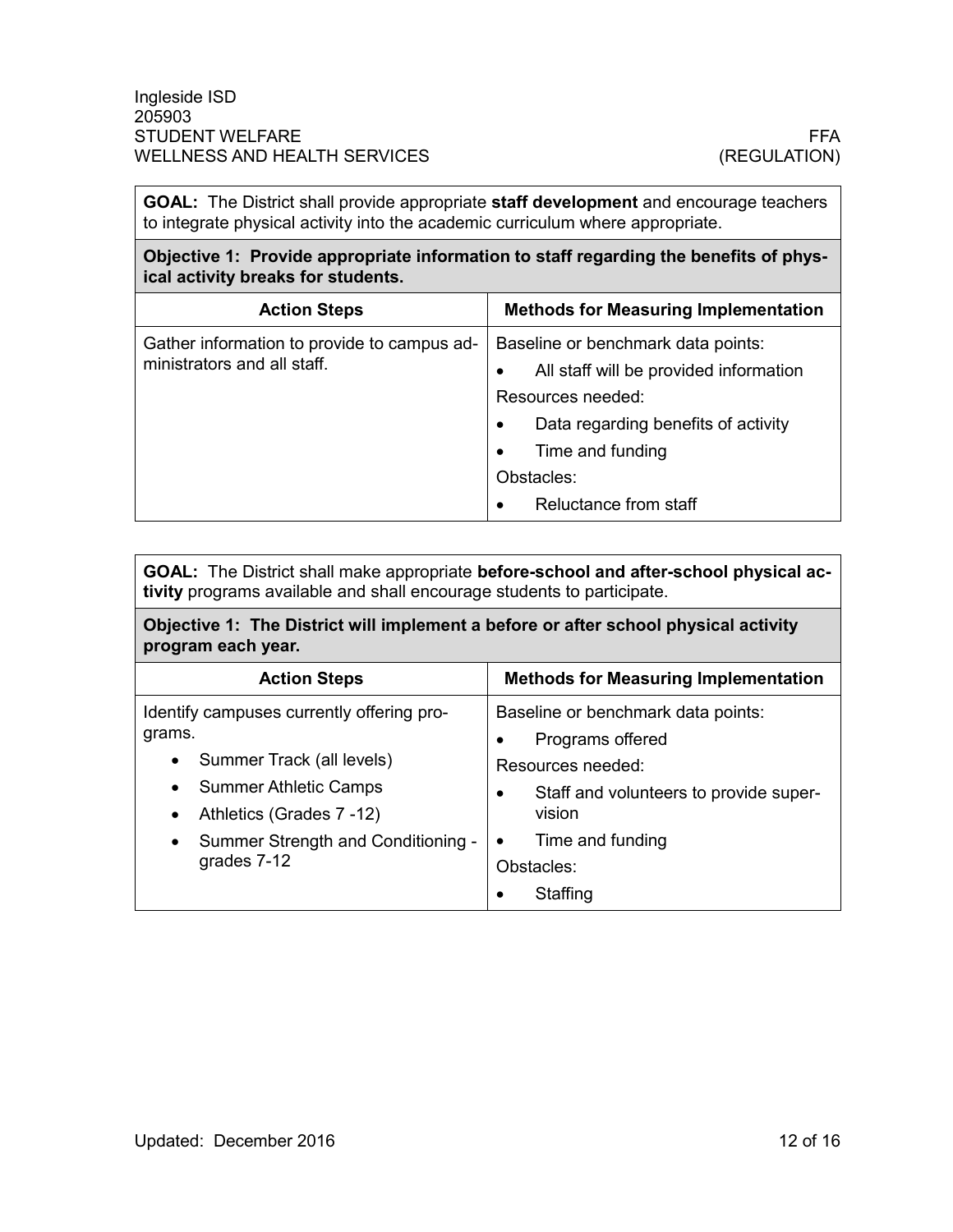**GOAL:** The District shall provide appropriate **staff development** and encourage teachers to integrate physical activity into the academic curriculum where appropriate.

**Objective 1: Provide appropriate information to staff regarding the benefits of physical activity breaks for students.**

| Action Steps | Methods for Measuring Implementation |
|---|---|
| Gather information to provide to campus administrators and all staff. | Baseline or benchmark data points:<br>• All staff will be provided information<br>Resources needed:<br>• Data regarding benefits of activity<br>• Time and funding<br>Obstacles:<br>• Reluctance from staff |

**GOAL:** The District shall make appropriate **before-school and after-school physical activity** programs available and shall encourage students to participate.

**Objective 1: The District will implement a before or after school physical activity program each year.**

| Action Steps | Methods for Measuring Implementation |
|---|---|
| Identify campuses currently offering programs.<br>• Summer Track (all levels)<br>• Summer Athletic Camps<br>• Athletics (Grades 7 -12)<br>• Summer Strength and Conditioning - grades 7-12 | Baseline or benchmark data points:<br>• Programs offered<br>Resources needed:<br>• Staff and volunteers to provide supervision<br>• Time and funding<br>Obstacles:<br>• Staffing |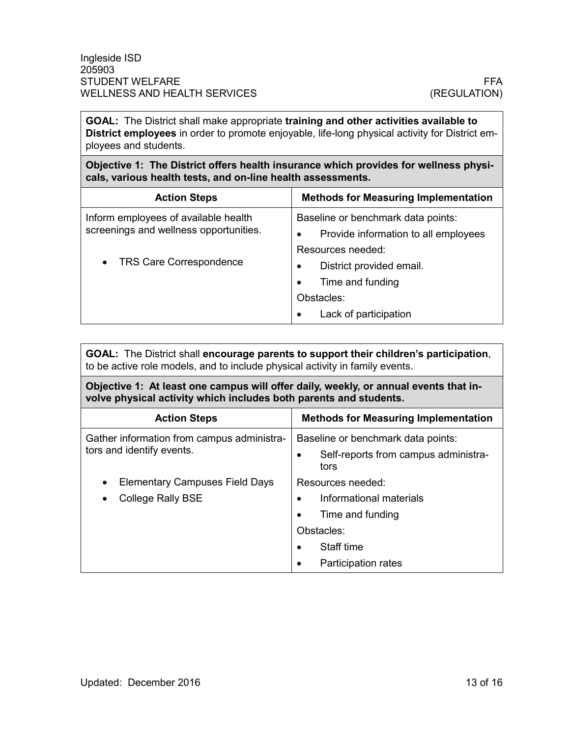**GOAL:** The District shall make appropriate **training and other activities available to District employees** in order to promote enjoyable, life-long physical activity for District employees and students.

**Objective 1: The District offers health insurance which provides for wellness physicals, various health tests, and on-line health assessments.**

| Action Steps | Methods for Measuring Implementation |
|---|---|
| Inform employees of available health screenings and wellness opportunities.<br><br>• TRS Care Correspondence | Baseline or benchmark data points:<br>• Provide information to all employees<br>Resources needed:<br>• District provided email.<br>• Time and funding<br>Obstacles:<br>• Lack of participation |

**GOAL:** The District shall **encourage parents to support their children's participation**, to be active role models, and to include physical activity in family events.

**Objective 1: At least one campus will offer daily, weekly, or annual events that involve physical activity which includes both parents and students.**

| Action Steps | Methods for Measuring Implementation |
|---|---|
| Gather information from campus administrators and identify events.<br><br>• Elementary Campuses Field Days<br>• College Rally BSE | Baseline or benchmark data points:<br>• Self-reports from campus administrators<br>Resources needed:<br>• Informational materials<br>• Time and funding<br>Obstacles:<br>• Staff time<br>• Participation rates |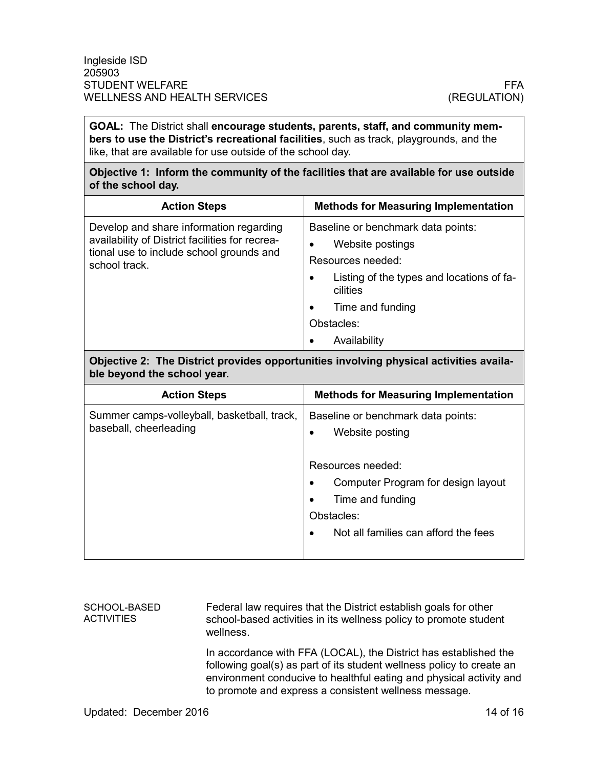**GOAL:** The District shall **encourage students, parents, staff, and community members to use the District's recreational facilities**, such as track, playgrounds, and the like, that are available for use outside of the school day.

**Objective 1: Inform the community of the facilities that are available for use outside of the school day.**

| Action Steps | Methods for Measuring Implementation |
|---|---|
| Develop and share information regarding availability of District facilities for recreational use to include school grounds and school track. | Baseline or benchmark data points:<br>• Website postings<br>Resources needed:<br>• Listing of the types and locations of facilities<br>• Time and funding<br>Obstacles:<br>• Availability |

**Objective 2: The District provides opportunities involving physical activities available beyond the school year.**

| Action Steps | Methods for Measuring Implementation |
|---|---|
| Summer camps-volleyball, basketball, track, baseball, cheerleading | Baseline or benchmark data points:<br>• Website posting<br>Resources needed:<br>• Computer Program for design layout<br>• Time and funding<br>Obstacles:<br>• Not all families can afford the fees |

## SCHOOL-BASED ACTIVITIES

Federal law requires that the District establish goals for other school-based activities in its wellness policy to promote student wellness.

In accordance with FFA (LOCAL), the District has established the following goal(s) as part of its student wellness policy to create an environment conducive to healthful eating and physical activity and to promote and express a consistent wellness message.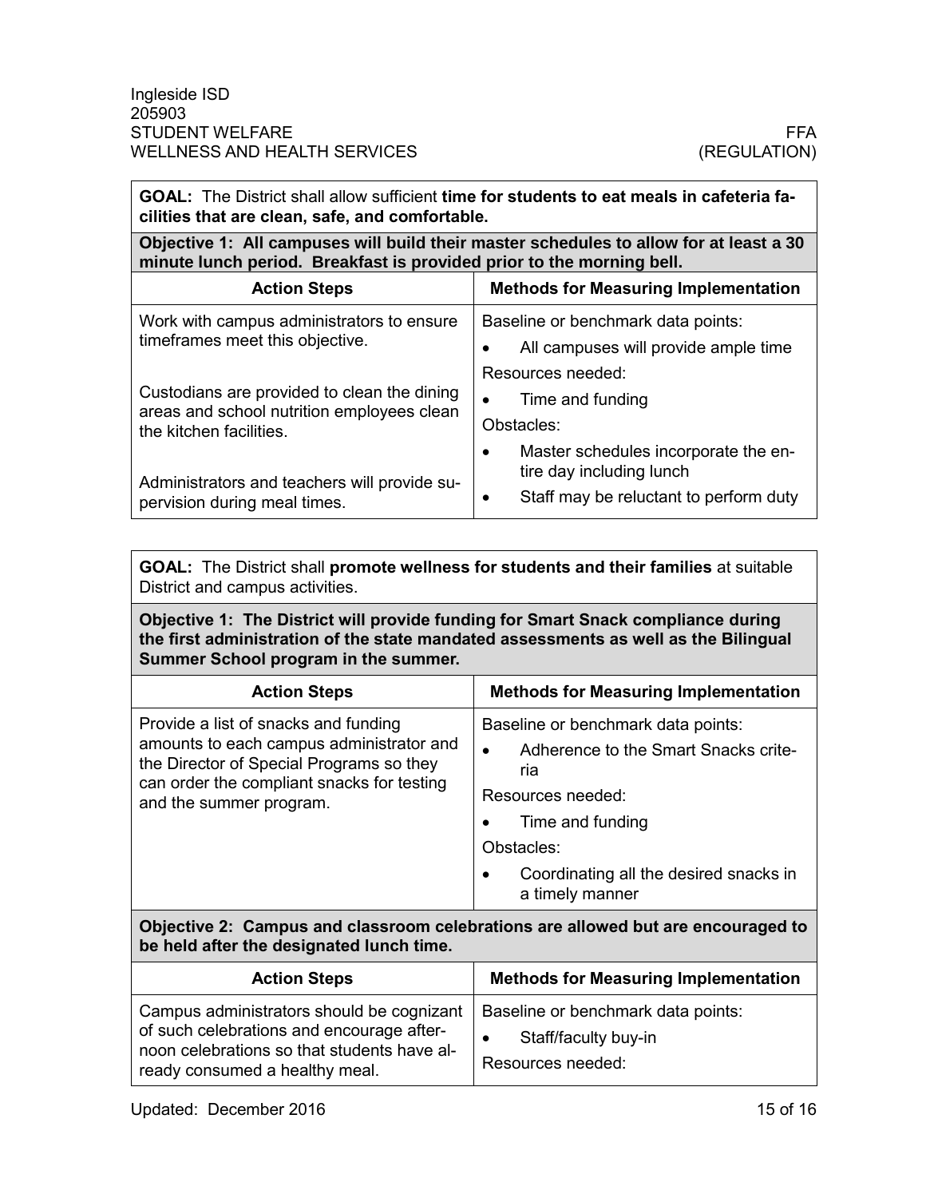| **GOAL:** The District shall allow sufficient **time for students to eat meals in cafeteria facilities that are clean, safe, and comfortable.** | |
|---|---|
| **Objective 1: All campuses will build their master schedules to allow for at least a 30 minute lunch period. Breakfast is provided prior to the morning bell.** | |
| **Action Steps** | **Methods for Measuring Implementation** |
| Work with campus administrators to ensure timeframes meet this objective.<br><br>Custodians are provided to clean the dining areas and school nutrition employees clean the kitchen facilities.<br><br>Administrators and teachers will provide supervision during meal times. | Baseline or benchmark data points:<br>• All campuses will provide ample time<br>Resources needed:<br>• Time and funding<br>Obstacles:<br>• Master schedules incorporate the entire day including lunch<br>• Staff may be reluctant to perform duty |

| **GOAL:** The District shall **promote wellness for students and their families** at suitable District and campus activities. | |
|---|---|
| **Objective 1: The District will provide funding for Smart Snack compliance during the first administration of the state mandated assessments as well as the Bilingual Summer School program in the summer.** | |
| **Action Steps** | **Methods for Measuring Implementation** |
| Provide a list of snacks and funding amounts to each campus administrator and the Director of Special Programs so they can order the compliant snacks for testing and the summer program. | Baseline or benchmark data points:<br>• Adherence to the Smart Snacks criteria<br>Resources needed:<br>• Time and funding<br>Obstacles:<br>• Coordinating all the desired snacks in a timely manner |
| **Objective 2: Campus and classroom celebrations are allowed but are encouraged to be held after the designated lunch time.** | |
| **Action Steps** | **Methods for Measuring Implementation** |
| Campus administrators should be cognizant of such celebrations and encourage afternoon celebrations so that students have already consumed a healthy meal. | Baseline or benchmark data points:<br>• Staff/faculty buy-in<br>Resources needed: |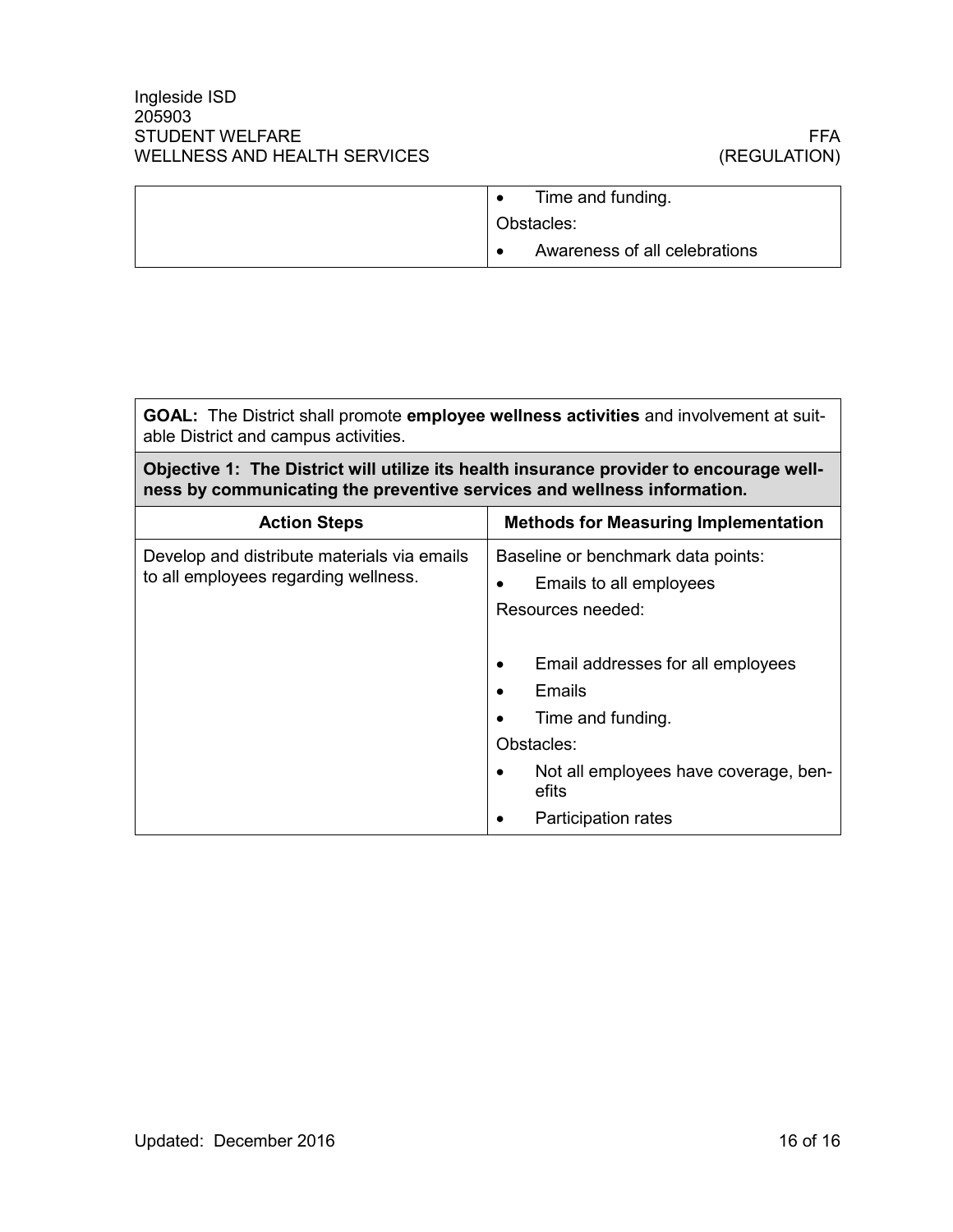| | |
|---|---|
| | • Time and funding.<br>Obstacles:<br>• Awareness of all celebrations |

| **GOAL:** The District shall promote **employee wellness activities** and involvement at suitable District and campus activities. | |
|---|---|
| **Objective 1: The District will utilize its health insurance provider to encourage wellness by communicating the preventive services and wellness information.** | |
| **Action Steps** | **Methods for Measuring Implementation** |
| Develop and distribute materials via emails to all employees regarding wellness. | Baseline or benchmark data points:<br>• Emails to all employees<br>Resources needed:<br>• Email addresses for all employees<br>• Emails<br>• Time and funding.<br>Obstacles:<br>• Not all employees have coverage, benefits<br>• Participation rates |